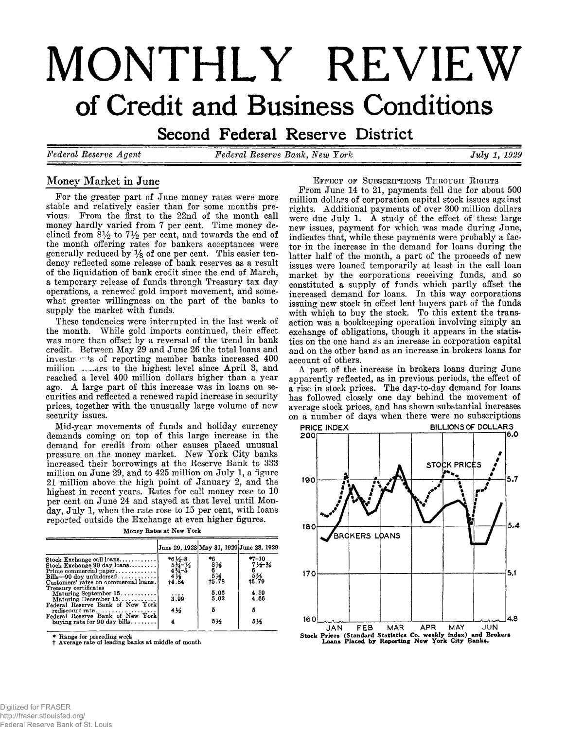# MONTHLY REVIEW

## of Credit and Business Conditions

### Second Federal Reserve District

*Federal Reserve Agent* — *Federal Reserve Bank, New York* — *July 1, 1929*

## Money Market in June

For the greater part of June money rates were more stable and relatively easier than for some months previous. From the first to the 22nd of the month call money hardly varied from 7 per cent. Time money declined from 8½ to 7½ per cent, and towards the end of the month offering rates for bankers acceptances were generally reduced by ⅛ of one per cent. This easier tendency reflected some release of bank reserves as a result of the liquidation of bank credit since the end of March, a temporary release of funds through Treasury tax day operations, a renewed gold import movement, and somewhat greater willingness on the part of the banks to supply the market with funds.

These tendencies were interrupted in the last week of the month. While gold imports continued, their effect was more than offset by a reversal of the trend in bank credit. Between May 29 and June 26 the total loans and investments of reporting member banks increased 400 million dollars to the highest level since April 3, and reached a level 400 million dollars higher than a year ago. A large part of this increase was in loans on securities and reflected a renewed rapid increase in security prices, together with the unusually large volume of new security issues.

Mid-year movements of funds and holiday currency demands coming on top of this large increase in the demand for credit from other causes placed unusual pressure on the money market. New York City banks increased their borrowings at the Reserve Bank to 333 million on June 29, and to 425 million on July 1, a figure 21 million above the high point of January 2, and the highest in recent years. Rates for call money rose to 10 per cent on June 24 and stayed at that level until Monday, July 1, when the rate rose to 15 per cent, with loans reported outside the Exchange at even higher figures.

Money Rates at New York

| | June 29, 1928 | May 31, 1929 | June 28, 1929 |
|---|---|---|---|
| Stock Exchange call loans | *6½–8 | *6 | *7–10 |
| Stock Exchange 90 day loans | 5¾–⅞ | 8½ | 7½–¾ |
| Prime commercial paper | 4¾–5 | 6 | 6 |
| Bills—90 day unindorsed | 4⅛ | 5⅛ | 5⅜ |
| Customers' rates on commercial loans | †4.84 | †5.78 | †5.79 |
| Treasury certificates | | | |
| Maturing September 15 | .... | 5.06 | 4.59 |
| Maturing December 15 | 3.99 | 5.02 | 4.66 |
| Federal Reserve Bank of New York rediscount rate | 4½ | 5 | 5 |
| Federal Reserve Bank of New York buying rate for 90 day bills | 4 | 5½ | 5½ |

\* Range for preceding week
† Average rate of leading banks at middle of month

### Effect of Subscriptions Through Rights

From June 14 to 21, payments fell due for about 500 million dollars of corporation capital stock issues against rights. Additional payments of over 300 million dollars were due July 1. A study of the effect of these large new issues, payment for which was made during June, indicates that, while these payments were probably a factor in the increase in the demand for loans during the latter half of the month, a part of the proceeds of new issues were loaned temporarily at least in the call loan market by the corporations receiving funds, and so constituted a supply of funds which partly offset the increased demand for loans. In this way corporations issuing new stock in effect lent buyers part of the funds with which to buy the stock. To this extent the transaction was a bookkeeping operation involving simply an exchange of obligations, though it appears in the statistics on the one hand as an increase in corporation capital and on the other hand as an increase in brokers loans for account of others.

A part of the increase in brokers loans during June apparently reflected, as in previous periods, the effect of a rise in stock prices. The day-to-day demand for loans has followed closely one day behind the movement of average stock prices, and has shown substantial increases on a number of days when there were no subscriptions

Stock Prices (Standard Statistics Co. weekly index) and Brokers Loans Placed by Reporting New York City Banks.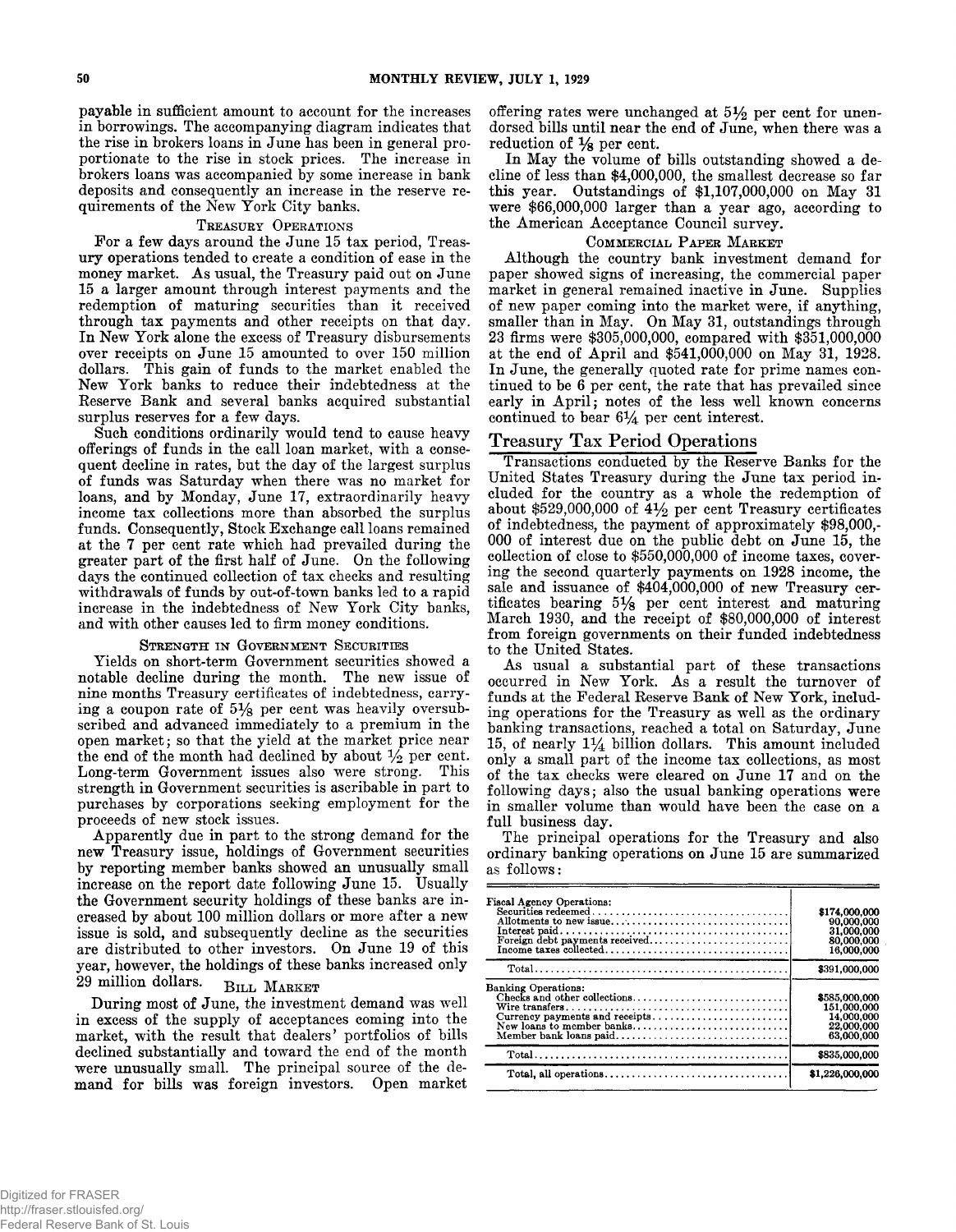payable in sufficient amount to account for the increases in borrowings. The accompanying diagram indicates that the rise in brokers loans in June has been in general proportionate to the rise in stock prices. The increase in brokers loans was accompanied by some increase in bank deposits and consequently an increase in the reserve requirements of the New York City banks.

### Treasury Operations

For a few days around the June 15 tax period, Treasury operations tended to create a condition of ease in the money market. As usual, the Treasury paid out on June 15 a larger amount through interest payments and the redemption of maturing securities than it received through tax payments and other receipts on that day. In New York alone the excess of Treasury disbursements over receipts on June 15 amounted to over 150 million dollars. This gain of funds to the market enabled the New York banks to reduce their indebtedness at the Reserve Bank and several banks acquired substantial surplus reserves for a few days.

Such conditions ordinarily would tend to cause heavy offerings of funds in the call loan market, with a consequent decline in rates, but the day of the largest surplus of funds was Saturday when there was no market for loans, and by Monday, June 17, extraordinarily heavy income tax collections more than absorbed the surplus funds. Consequently, Stock Exchange call loans remained at the 7 per cent rate which had prevailed during the greater part of the first half of June. On the following days the continued collection of tax checks and resulting withdrawals of funds by out-of-town banks led to a rapid increase in the indebtedness of New York City banks, and with other causes led to firm money conditions.

### Strength in Government Securities

Yields on short-term Government securities showed a notable decline during the month. The new issue of nine months Treasury certificates of indebtedness, carrying a coupon rate of 5⅛ per cent was heavily oversubscribed and advanced immediately to a premium in the open market; so that the yield at the market price near the end of the month had declined by about ½ per cent. Long-term Government issues also were strong. This strength in Government securities is ascribable in part to purchases by corporations seeking employment for the proceeds of new stock issues.

Apparently due in part to the strong demand for the new Treasury issue, holdings of Government securities by reporting member banks showed an unusually small increase on the report date following June 15. Usually the Government security holdings of these banks are increased by about 100 million dollars or more after a new issue is sold, and subsequently decline as the securities are distributed to other investors. On June 19 of this year, however, the holdings of these banks increased only 29 million dollars.

### Bill Market

During most of June, the investment demand was well in excess of the supply of acceptances coming into the market, with the result that dealers' portfolios of bills declined substantially and toward the end of the month were unusually small. The principal source of the demand for bills was foreign investors. Open market offering rates were unchanged at 5½ per cent for unendorsed bills until near the end of June, when there was a reduction of ⅛ per cent.

In May the volume of bills outstanding showed a decline of less than $4,000,000, the smallest decrease so far this year. Outstandings of $1,107,000,000 on May 31 were $66,000,000 larger than a year ago, according to the American Acceptance Council survey.

### Commercial Paper Market

Although the country bank investment demand for paper showed signs of increasing, the commercial paper market in general remained inactive in June. Supplies of new paper coming into the market were, if anything, smaller than in May. On May 31, outstandings through 23 firms were $305,000,000, compared with $351,000,000 at the end of April and $541,000,000 on May 31, 1928. In June, the generally quoted rate for prime names continued to be 6 per cent, the rate that has prevailed since early in April; notes of the less well known concerns continued to bear 6¼ per cent interest.

## Treasury Tax Period Operations

Transactions conducted by the Reserve Banks for the United States Treasury during the June tax period included for the country as a whole the redemption of about $529,000,000 of 4½ per cent Treasury certificates of indebtedness, the payment of approximately $98,000,000 of interest due on the public debt on June 15, the collection of close to $550,000,000 of income taxes, covering the second quarterly payments on 1928 income, the sale and issuance of $404,000,000 of new Treasury certificates bearing 5⅛ per cent interest and maturing March 1930, and the receipt of $80,000,000 of interest from foreign governments on their funded indebtedness to the United States.

As usual a substantial part of these transactions occurred in New York. As a result the turnover of funds at the Federal Reserve Bank of New York, including operations for the Treasury as well as the ordinary banking transactions, reached a total on Saturday, June 15, of nearly 1¼ billion dollars. This amount included only a small part of the income tax collections, as most of the tax checks were cleared on June 17 and on the following days; also the usual banking operations were in smaller volume than would have been the case on a full business day.

The principal operations for the Treasury and also ordinary banking operations on June 15 are summarized as follows:

| | |
|---|---|
| Fiscal Agency Operations: | |
| Securities redeemed | $174,000,000 |
| Allotments to new issue | 90,000,000 |
| Interest paid | 31,000,000 |
| Foreign debt payments received | 80,000,000 |
| Income taxes collected | 16,000,000 |
| Total | $391,000,000 |
| Banking Operations: | |
| Checks and other collections | $585,000,000 |
| Wire transfers | 151,000,000 |
| Currency payments and receipts | 14,000,000 |
| New loans to member banks | 22,000,000 |
| Member bank loans paid | 63,000,000 |
| Total | $835,000,000 |
| Total, all operations | $1,226,000,000 |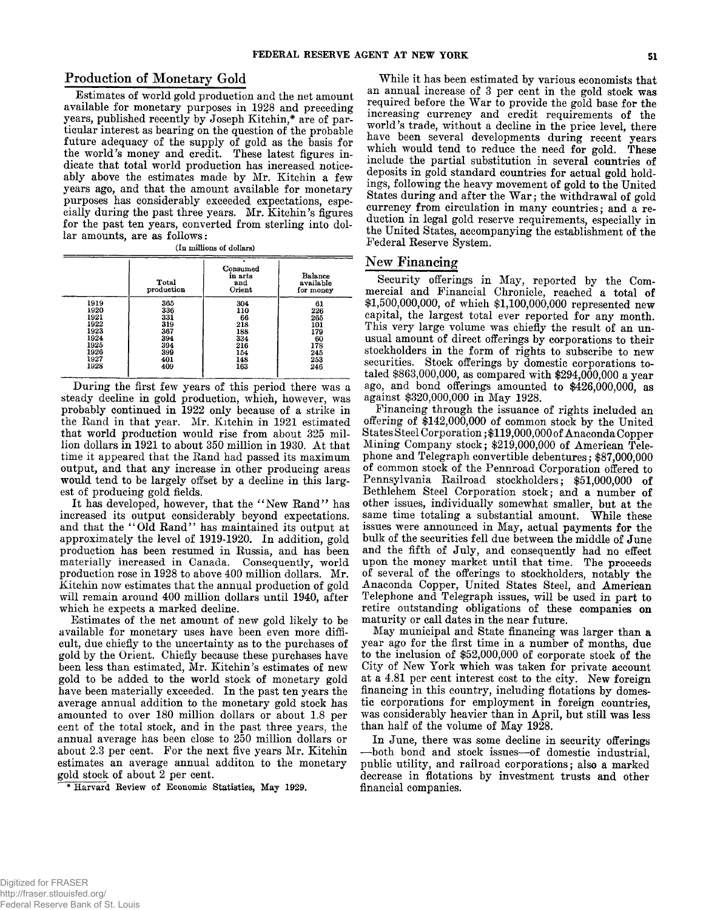## Production of Monetary Gold

Estimates of world gold production and the net amount available for monetary purposes in 1928 and preceding years, published recently by Joseph Kitchin,* are of particular interest as bearing on the question of the probable future adequacy of the supply of gold as the basis for the world's money and credit. These latest figures indicate that total world production has increased noticeably above the estimates made by Mr. Kitchin a few years ago, and that the amount available for monetary purposes has considerably exceeded expectations, especially during the past three years. Mr. Kitchin's figures for the past ten years, converted from sterling into dollar amounts, are as follows:

(In millions of dollars)

| | Total production | Consumed in arts and Orient | Balance available for money |
|---|---|---|---|
| 1919 | 365 | 304 | 61 |
| 1920 | 336 | 110 | 226 |
| 1921 | 331 | 66 | 265 |
| 1922 | 319 | 218 | 101 |
| 1923 | 367 | 188 | 179 |
| 1924 | 394 | 334 | 60 |
| 1925 | 394 | 216 | 178 |
| 1926 | 399 | 154 | 245 |
| 1927 | 401 | 148 | 253 |
| 1928 | 409 | 163 | 246 |

During the first few years of this period there was a steady decline in gold production, which, however, was probably continued in 1922 only because of a strike in the Rand in that year. Mr. Kitchin in 1921 estimated that world production would rise from about 325 million dollars in 1921 to about 350 million in 1930. At that time it appeared that the Rand had passed its maximum output, and that any increase in other producing areas would tend to be largely offset by a decline in this largest of producing gold fields.

It has developed, however, that the "New Rand" has increased its output considerably beyond expectations. and that the "Old Rand" has maintained its output at approximately the level of 1919-1920. In addition, gold production has been resumed in Russia, and has been materially increased in Canada. Consequently, world production rose in 1928 to above 400 million dollars. Mr. Kitchin now estimates that the annual production of gold will remain around 400 million dollars until 1940, after which he expects a marked decline.

Estimates of the net amount of new gold likely to be available for monetary uses have been even more difficult, due chiefly to the uncertainty as to the purchases of gold by the Orient. Chiefly because these purchases have been less than estimated, Mr. Kitchin's estimates of new gold to be added to the world stock of monetary gold have been materially exceeded. In the past ten years the average annual addition to the monetary gold stock has amounted to over 180 million dollars or about 1.8 per cent of the total stock, and in the past three years, the annual average has been close to 250 million dollars or about 2.3 per cent. For the next five years Mr. Kitchin estimates an average annual additon to the monetary gold stock of about 2 per cent.

\* Harvard Review of Economic Statistics, May 1929.

While it has been estimated by various economists that an annual increase of 3 per cent in the gold stock was required before the War to provide the gold base for the increasing currency and credit requirements of the world's trade, without a decline in the price level, there have been several developments during recent years which would tend to reduce the need for gold. These include the partial substitution in several countries of deposits in gold standard countries for actual gold holdings, following the heavy movement of gold to the United States during and after the War; the withdrawal of gold currency from circulation in many countries; and a reduction in legal gold reserve requirements, especially in the United States, accompanying the establishment of the Federal Reserve System.

## New Financing

Security offerings in May, reported by the Commercial and Financial Chronicle, reached a total of $1,500,000,000, of which $1,100,000,000 represented new capital, the largest total ever reported for any month. This very large volume was chiefly the result of an unusual amount of direct offerings by corporations to their stockholders in the form of rights to subscribe to new securities. Stock offerings by domestic corporations totaled $863,000,000, as compared with $294,000,000 a year ago, and bond offerings amounted to $426,000,000, as against $320,000,000 in May 1928.

Financing through the issuance of rights included an offering of $142,000,000 of common stock by the United States Steel Corporation; $119,000,000 of Anaconda Copper Mining Company stock; $219,000,000 of American Telephone and Telegraph convertible debentures; $87,000,000 of common stock of the Pennroad Corporation offered to Pennsylvania Railroad stockholders; $51,000,000 of Bethlehem Steel Corporation stock; and a number of other issues, individually somewhat smaller, but at the same time totaling a substantial amount. While these issues were announced in May, actual payments for the bulk of the securities fell due between the middle of June and the fifth of July, and consequently had no effect upon the money market until that time. The proceeds of several of the offerings to stockholders, notably the Anaconda Copper, United States Steel, and American Telephone and Telegraph issues, will be used in part to retire outstanding obligations of these companies on maturity or call dates in the near future.

May municipal and State financing was larger than a year ago for the first time in a number of months, due to the inclusion of $52,000,000 of corporate stock of the City of New York which was taken for private account at a 4.81 per cent interest cost to the city. New foreign financing in this country, including flotations by domestic corporations for employment in foreign countries, was considerably heavier than in April, but still was less than half of the volume of May 1928.

In June, there was some decline in security offerings —both bond and stock issues—of domestic industrial, public utility, and railroad corporations; also a marked decrease in flotations by investment trusts and other financial companies.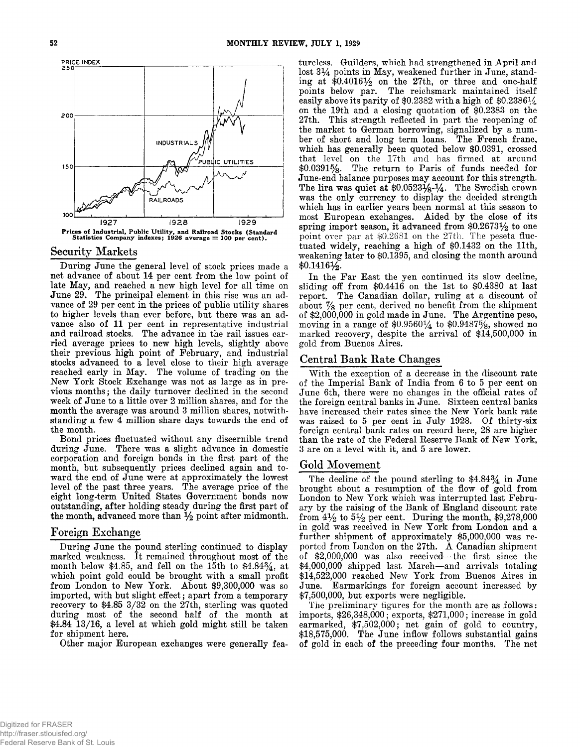Prices of Industrial, Public Utility, and Railroad Stocks (Standard Statistics Company indexes; 1926 average = 100 per cent).

## Security Markets

During June the general level of stock prices made a net advance of about 14 per cent from the low point of late May, and reached a new high level for all time on June 29. The principal element in this rise was an advance of 29 per cent in the prices of public utility shares to higher levels than ever before, but there was an advance also of 11 per cent in representative industrial and railroad stocks. The advance in the rail issues carried average prices to new high levels, slightly above their previous high point of February, and industrial stocks advanced to a level close to their high average reached early in May. The volume of trading on the New York Stock Exchange was not as large as in previous months; the daily turnover declined in the second week of June to a little over 2 million shares, and for the month the average was around 3 million shares, notwithstanding a few 4 million share days towards the end of the month.

Bond prices fluctuated without any discernible trend during June. There was a slight advance in domestic corporation and foreign bonds in the first part of the month, but subsequently prices declined again and toward the end of June were at approximately the lowest level of the past three years. The average price of the eight long-term United States Government bonds now outstanding, after holding steady during the first part of the month, advanced more than ½ point after midmonth.

## Foreign Exchange

During June the pound sterling continued to display marked weakness. It remained throughout most of the month below $4.85, and fell on the 15th to $4.84¾, at which point gold could be brought with a small profit from London to New York. About $9,300,000 was so imported, with but slight effect; apart from a temporary recovery to $4.85 3/32 on the 27th, sterling was quoted during most of the second half of the month at $4.84 13/16, a level at which gold might still be taken for shipment here.

Other major European exchanges were generally featureless. Guilders, which had strengthened in April and lost 3¼ points in May, weakened further in June, standing at $0.4016½ on the 27th, or three and one-half points below par. The reichsmark maintained itself easily above its parity of $0.2382 with a high of $0.2386¼ on the 19th and a closing quotation of $0.2383 on the 27th. This strength reflected in part the reopening of the market to German borrowing, signalized by a number of short and long term loans. The French franc, which has generally been quoted below $0.0391, crossed that level on the 17th and has firmed at around $0.0391⅝. The return to Paris of funds needed for June-end balance purposes may account for this strength. The lira was quiet at $0.0523⅛-¼. The Swedish crown was the only currency to display the decided strength which has in earlier years been normal at this season to most European exchanges. Aided by the close of its spring import season, it advanced from $0.2673½ to one point over par at $0.2681 on the 27th. The peseta fluctuated widely, reaching a high of $0.1432 on the 11th, weakening later to $0.1395, and closing the month around $0.1416½.

In the Far East the yen continued its slow decline, sliding off from $0.4416 on the 1st to $0.4380 at last report. The Canadian dollar, ruling at a discount of about ⅞ per cent, derived no benefit from the shipment of $2,000,000 in gold made in June. The Argentine peso, moving in a range of $0.9560¼ to $0.9487⅝, showed no marked recovery, despite the arrival of $14,500,000 in gold from Buenos Aires.

## Central Bank Rate Changes

With the exception of a decrease in the discount rate of the Imperial Bank of India from 6 to 5 per cent on June 6th, there were no changes in the official rates of the foreign central banks in June. Sixteen central banks have increased their rates since the New York bank rate was raised to 5 per cent in July 1928. Of thirty-six foreign central bank rates on record here, 28 are higher than the rate of the Federal Reserve Bank of New York, 3 are on a level with it, and 5 are lower.

## Gold Movement

The decline of the pound sterling to $4.84¾ in June brought about a resumption of the flow of gold from London to New York which was interrupted last February by the raising of the Bank of England discount rate from 4½ to 5½ per cent. During the month, $9,278,000 in gold was received in New York from London and a further shipment of approximately $5,000,000 was reported from London on the 27th. A Canadian shipment of $2,000,000 was also received—the first since the $4,000,000 shipped last March—and arrivals totaling $14,522,000 reached New York from Buenos Aires in June. Earmarkings for foreign account increased by $7,500,000, but exports were negligible.

The preliminary figures for the month are as follows: imports, $26,348,000; exports, $271,000; increase in gold earmarked, $7,502,000; net gain of gold to country, $18,575,000. The June inflow follows substantial gains of gold in each of the preceding four months. The net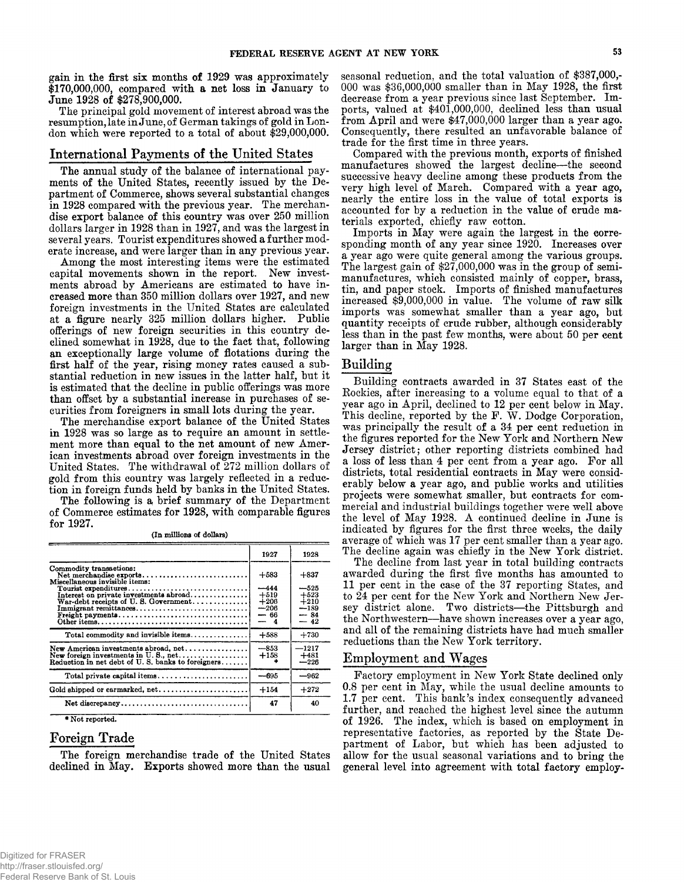gain in the first six months of 1929 was approximately $170,000,000, compared with a net loss in January to June 1928 of $278,900,000.

The principal gold movement of interest abroad was the resumption, late in June, of German takings of gold in London which were reported to a total of about $29,000,000.

## International Payments of the United States

The annual study of the balance of international payments of the United States, recently issued by the Department of Commerce, shows several substantial changes in 1928 compared with the previous year. The merchandise export balance of this country was over 250 million dollars larger in 1928 than in 1927, and was the largest in several years. Tourist expenditures showed a further moderate increase, and were larger than in any previous year.

Among the most interesting items were the estimated capital movements shown in the report. New investments abroad by Americans are estimated to have increased more than 350 million dollars over 1927, and new foreign investments in the United States are calculated at a figure nearly 325 million dollars higher. Public offerings of new foreign securities in this country declined somewhat in 1928, due to the fact that, following an exceptionally large volume of flotations during the first half of the year, rising money rates caused a substantial reduction in new issues in the latter half, but it is estimated that the decline in public offerings was more than offset by a substantial increase in purchases of securities from foreigners in small lots during the year.

The merchandise export balance of the United States in 1928 was so large as to require an amount in settlement more than equal to the net amount of new American investments abroad over foreign investments in the United States. The withdrawal of 272 million dollars of gold from this country was largely reflected in a reduction in foreign funds held by banks in the United States.

The following is a brief summary of the Department of Commerce estimates for 1928, with comparable figures for 1927.

(In millions of dollars)

| | 1927 | 1928 |
|---|---|---|
| Commodity transactions: | | |
| Net merchandise exports | +583 | +837 |
| Miscellaneous invisible items: | | |
| Tourist expenditures | —444 | —525 |
| Interest on private investments abroad | +519 | +523 |
| War-debt receipts of U. S. Government | +206 | +210 |
| Immigrant remittances | —206 | —189 |
| Freight payments | — 66 | — 84 |
| Other items | — 4 | — 42 |
| Total commodity and invisible items | +588 | +730 |
| New American investments abroad, net | —853 | —1217 |
| New foreign investments in U. S., net | +158 | +481 |
| Reduction in net debt of U. S. banks to foreigners | * | —226 |
| Total private capital items | —695 | —962 |
| Gold shipped or earmarked, net | +154 | +272 |
| Net discrepancy | 47 | 40 |

* Not reported.

## Foreign Trade

The foreign merchandise trade of the United States declined in May. Exports showed more than the usual seasonal reduction, and the total valuation of $387,000,000 was $36,000,000 smaller than in May 1928, the first decrease from a year previous since last September. Imports, valued at $401,000,000, declined less than usual from April and were $47,000,000 larger than a year ago. Consequently, there resulted an unfavorable balance of trade for the first time in three years.

Compared with the previous month, exports of finished manufactures showed the largest decline—the second successive heavy decline among these products from the very high level of March. Compared with a year ago, nearly the entire loss in the value of total exports is accounted for by a reduction in the value of crude materials exported, chiefly raw cotton.

Imports in May were again the largest in the corresponding month of any year since 1920. Increases over a year ago were quite general among the various groups. The largest gain of $27,000,000 was in the group of semi-manufactures, which consisted mainly of copper, brass, tin, and paper stock. Imports of finished manufactures increased $9,000,000 in value. The volume of raw silk imports was somewhat smaller than a year ago, but quantity receipts of crude rubber, although considerably less than in the past few months, were about 50 per cent larger than in May 1928.

## Building

Building contracts awarded in 37 States east of the Rockies, after increasing to a volume equal to that of a year ago in April, declined to 12 per cent below in May. This decline, reported by the F. W. Dodge Corporation, was principally the result of a 34 per cent reduction in the figures reported for the New York and Northern New Jersey district; other reporting districts combined had a loss of less than 4 per cent from a year ago. For all districts, total residential contracts in May were considerably below a year ago, and public works and utilities projects were somewhat smaller, but contracts for commercial and industrial buildings together were well above the level of May 1928. A continued decline in June is indicated by figures for the first three weeks, the daily average of which was 17 per cent smaller than a year ago. The decline again was chiefly in the New York district.

The decline from last year in total building contracts awarded during the first five months has amounted to 11 per cent in the case of the 37 reporting States, and to 24 per cent for the New York and Northern New Jersey district alone. Two districts—the Pittsburgh and the Northwestern—have shown increases over a year ago, and all of the remaining districts have had much smaller reductions than the New York territory.

## Employment and Wages

Factory employment in New York State declined only 0.8 per cent in May, while the usual decline amounts to 1.7 per cent. This bank's index consequently advanced further, and reached the highest level since the autumn of 1926. The index, which is based on employment in representative factories, as reported by the State Department of Labor, but which has been adjusted to allow for the usual seasonal variations and to bring the general level into agreement with total factory employ-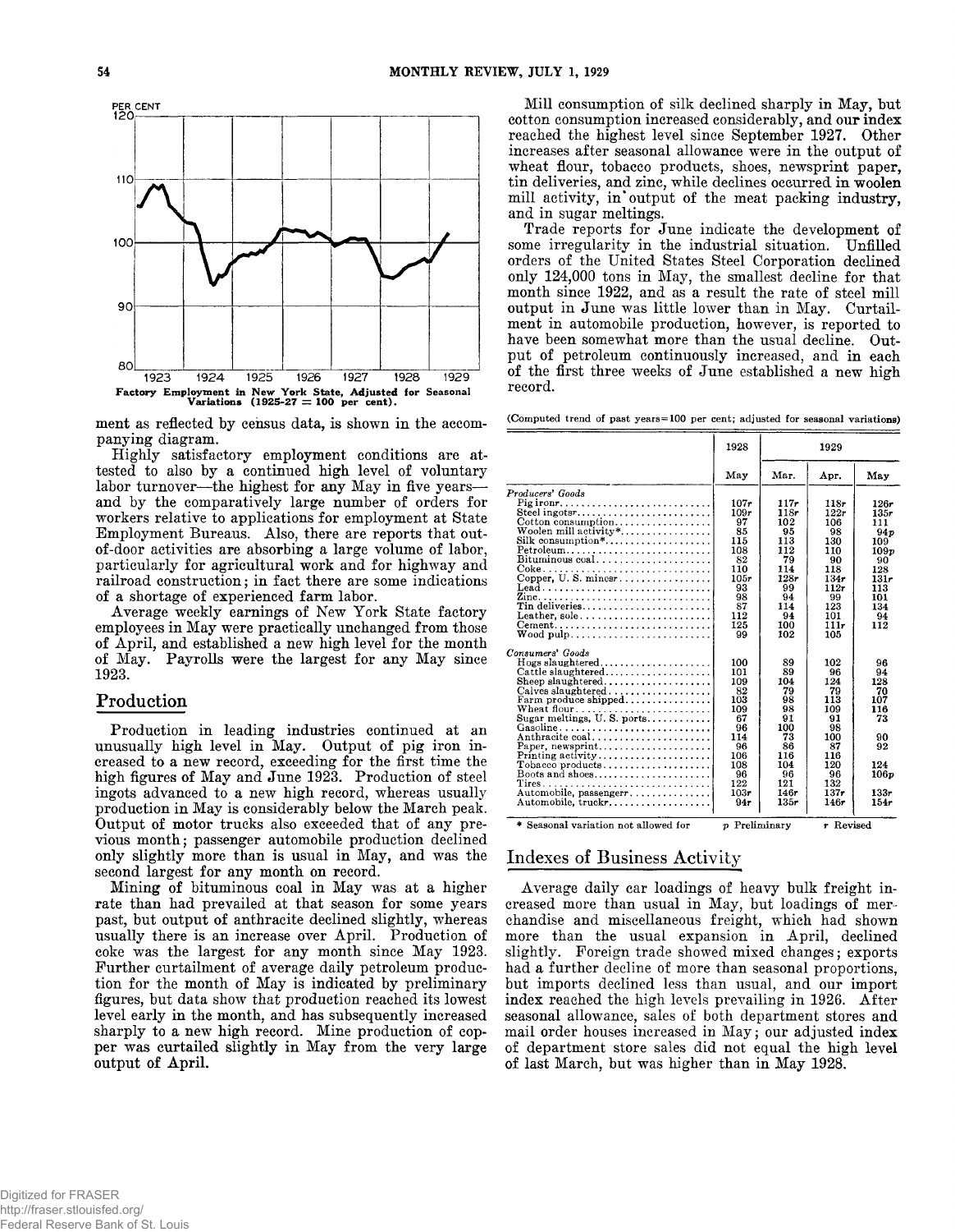Factory Employment in New York State, Adjusted for Seasonal Variations (1925-27 = 100 per cent).

ment as reflected by census data, is shown in the accompanying diagram.

Highly satisfactory employment conditions are attested to also by a continued high level of voluntary labor turnover—the highest for any May in five years—and by the comparatively large number of orders for workers relative to applications for employment at State Employment Bureaus. Also, there are reports that out-of-door activities are absorbing a large volume of labor, particularly for agricultural work and for highway and railroad construction; in fact there are some indications of a shortage of experienced farm labor.

Average weekly earnings of New York State factory employees in May were practically unchanged from those of April, and established a new high level for the month of May. Payrolls were the largest for any May since 1923.

## Production

Production in leading industries continued at an unusually high level in May. Output of pig iron increased to a new record, exceeding for the first time the high figures of May and June 1923. Production of steel ingots advanced to a new high record, whereas usually production in May is considerably below the March peak. Output of motor trucks also exceeded that of any previous month; passenger automobile production declined only slightly more than is usual in May, and was the second largest for any month on record.

Mining of bituminous coal in May was at a higher rate than had prevailed at that season for some years past, but output of anthracite declined slightly, whereas usually there is an increase over April. Production of coke was the largest for any month since May 1923. Further curtailment of average daily petroleum production for the month of May is indicated by preliminary figures, but data show that production reached its lowest level early in the month, and has subsequently increased sharply to a new high record. Mine production of copper was curtailed slightly in May from the very large output of April.

Mill consumption of silk declined sharply in May, but cotton consumption increased considerably, and our index reached the highest level since September 1927. Other increases after seasonal allowance were in the output of wheat flour, tobacco products, shoes, newsprint paper, tin deliveries, and zinc, while declines occurred in woolen mill activity, in output of the meat packing industry, and in sugar meltings.

Trade reports for June indicate the development of some irregularity in the industrial situation. Unfilled orders of the United States Steel Corporation declined only 124,000 tons in May, the smallest decline for that month since 1922, and as a result the rate of steel mill output in June was little lower than in May. Curtailment in automobile production, however, is reported to have been somewhat more than the usual decline. Output of petroleum continuously increased, and in each of the first three weeks of June established a new high record.

(Computed trend of past years=100 per cent; adjusted for seasonal variations)

| | 1928 | 1929 | | |
|---|---|---|---|---|
| | May | Mar. | Apr. | May |
| *Producers' Goods* | | | | |
| Pig ironr | 107r | 117r | 118r | 126r |
| Steel ingotsr | 109r | 118r | 122r | 135r |
| Cotton consumption | 97 | 102 | 106 | 111 |
| Woolen mill activity* | 85 | 95 | 98 | 94p |
| Silk consumption* | 115 | 113 | 130 | 109 |
| Petroleum | 108 | 112 | 110 | 109p |
| Bituminous coal | 82 | 79 | 90 | 90 |
| Coke | 110 | 114 | 118 | 128 |
| Copper, U. S. minesr | 105r | 128r | 134r | 131r |
| Lead | 93 | 99 | 112r | 113 |
| Zinc | 98 | 94 | 99 | 101 |
| Tin deliveries | 87 | 114 | 123 | 134 |
| Leather, sole | 112 | 94 | 101 | 94 |
| Cement | 125 | 100 | 111r | 112 |
| Wood pulp | 99 | 102 | 105 | |
| *Consumers' Goods* | | | | |
| Hogs slaughtered | 100 | 89 | 102 | 96 |
| Cattle slaughtered | 101 | 89 | 96 | 94 |
| Sheep slaughtered | 109 | 104 | 124 | 128 |
| Calves slaughtered | 82 | 79 | 79 | 70 |
| Farm produce shipped | 103 | 98 | 113 | 107 |
| Wheat flour | 109 | 98 | 109 | 116 |
| Sugar meltings, U. S. ports | 67 | 91 | 91 | 73 |
| Gasoline | 96 | 100 | 98 | |
| Anthracite coal | 114 | 73 | 100 | 90 |
| Paper, newsprint | 96 | 86 | 87 | 92 |
| Printing activity | 106 | 116 | 116 | |
| Tobacco products | 108 | 104 | 120 | 124 |
| Boots and shoes | 96 | 96 | 96 | 106p |
| Tires | 122 | 121 | 132 | |
| Automobile, passengerr | 103r | 146r | 137r | 133r |
| Automobile, truckr | 94r | 135r | 146r | 154r |

\* Seasonal variation not allowed for &nbsp;&nbsp; p Preliminary &nbsp;&nbsp; r Revised

## Indexes of Business Activity

Average daily car loadings of heavy bulk freight increased more than usual in May, but loadings of merchandise and miscellaneous freight, which had shown more than the usual expansion in April, declined slightly. Foreign trade showed mixed changes; exports had a further decline of more than seasonal proportions, but imports declined less than usual, and our import index reached the high levels prevailing in 1926. After seasonal allowance, sales of both department stores and mail order houses increased in May; our adjusted index of department store sales did not equal the high level of last March, but was higher than in May 1928.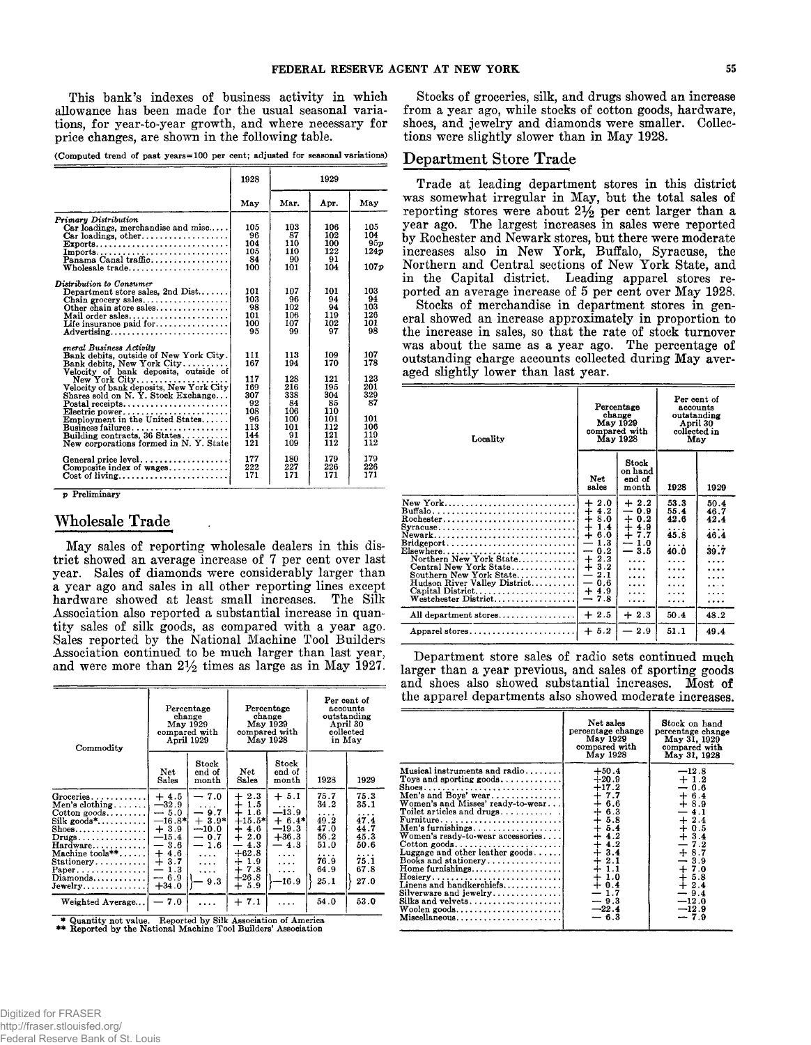This bank's indexes of business activity in which allowance has been made for the usual seasonal variations, for year-to-year growth, and where necessary for price changes, are shown in the following table.

(Computed trend of past years=100 per cent; adjusted for seasonal variations)

| | 1928 | 1929 | | |
|---|---|---|---|---|
| | May | Mar. | Apr. | May |
| *Primary Distribution* | | | | |
| Car loadings, merchandise and misc. | 105 | 103 | 106 | 105 |
| Car loadings, other | 96 | 87 | 102 | 104 |
| Exports | 104 | 110 | 100 | 95p |
| Imports | 105 | 110 | 122 | 124p |
| Panama Canal traffic | 84 | 90 | 91 | |
| Wholesale trade | 100 | 101 | 104 | 107p |
| *Distribution to Consumer* | | | | |
| Department store sales, 2nd Dist. | 101 | 107 | 101 | 103 |
| Chain grocery sales | 103 | 96 | 94 | 94 |
| Other chain store sales | 98 | 102 | 94 | 103 |
| Mail order sales | 101 | 106 | 119 | 126 |
| Life insurance paid for | 100 | 107 | 102 | 101 |
| Advertising | 95 | 99 | 97 | 98 |
| *General Business Activity* | | | | |
| Bank debits, outside of New York City | 111 | 113 | 109 | 107 |
| Bank debits, New York City | 167 | 194 | 170 | 178 |
| Velocity of bank deposits, outside of New York City | 117 | 128 | 121 | 123 |
| Velocity of bank deposits, New York City | 169 | 216 | 195 | 201 |
| Shares sold on N. Y. Stock Exchange | 307 | 338 | 304 | 329 |
| Postal receipts | 92 | 84 | 85 | 87 |
| Electric power | 108 | 106 | 110 | |
| Employment in the United States | 96 | 100 | 101 | 101 |
| Business failures | 113 | 101 | 112 | 106 |
| Building contracts, 36 States | 144 | 91 | 121 | 119 |
| New corporations formed in N. Y. State | 121 | 109 | 112 | 112 |
| General price level | 177 | 180 | 179 | 179 |
| Composite index of wages | 222 | 227 | 226 | 226 |
| Cost of living | 171 | 171 | 171 | 171 |

p Preliminary

## Wholesale Trade

May sales of reporting wholesale dealers in this district showed an average increase of 7 per cent over last year. Sales of diamonds were considerably larger than a year ago and sales in all other reporting lines except hardware showed at least small increases. The Silk Association also reported a substantial increase in quantity sales of silk goods, as compared with a year ago. Sales reported by the National Machine Tool Builders Association continued to be much larger than last year, and were more than 2½ times as large as in May 1927.

| Commodity | Percentage change May 1929 compared with April 1929 | | Percentage change May 1929 compared with May 1928 | | Per cent of accounts outstanding April 30 collected in May | |
|---|---|---|---|---|---|---|
| | Net Sales | Stock end of month | Net Sales | Stock end of month | 1928 | 1929 |
| Groceries | + 4.5 | − 7.0 | + 2.3 | + 5.1 | 75.7 | 75.3 |
| Men's clothing | −32.9 | .... | + 1.5 | .... | 34.2 | 35.1 |
| Cotton goods | − 5.0 | − 9.7 | + 1.6 | −13.9 | .... | .... |
| Silk goods* | −16.8* | + 3.9* | +15.5* | + 6.4* | 49.2 | 47.4 |
| Shoes | + 3.9 | −10.0 | + 4.6 | −19.3 | 47.0 | 44.7 |
| Drugs | −15.4 | − 0.7 | + 2.0 | +36.3 | 56.2 | 45.3 |
| Hardware | − 3.6 | − 1.6 | − 4.3 | − 4.3 | 51.0 | 50.6 |
| Machine tools** | + 4.6 | .... | +62.8 | .... | .... | .... |
| Stationery | + 3.7 | .... | + 1.9 | .... | 76.9 | 75.1 |
| Paper | − 1.3 | .... | + 7.8 | .... | 64.9 | 67.8 |
| Diamonds | − 6.9 | − 9.3 | +26.8 | −16.9 | 25.1 | 27.0 |
| Jewelry | +34.0 | | + 5.9 | | | |
| Weighted Average | − 7.0 | .... | + 7.1 | .... | 54.0 | 53.0 |

\* Quantity not value. Reported by Silk Association of America
\*\* Reported by the National Machine Tool Builders' Association

Stocks of groceries, silk, and drugs showed an increase from a year ago, while stocks of cotton goods, hardware, shoes, and jewelry and diamonds were smaller. Collections were slightly slower than in May 1928.

## Department Store Trade

Trade at leading department stores in this district was somewhat irregular in May, but the total sales of reporting stores were about 2½ per cent larger than a year ago. The largest increases in sales were reported by Rochester and Newark stores, but there were moderate increases also in New York, Buffalo, Syracuse, the Northern and Central sections of New York State, and in the Capital district. Leading apparel stores reported an average increase of 5 per cent over May 1928.

Stocks of merchandise in department stores in general showed an increase approximately in proportion to the increase in sales, so that the rate of stock turnover was about the same as a year ago. The percentage of outstanding charge accounts collected during May averaged slightly lower than last year.

| Locality | Percentage change May 1929 compared with May 1928 | | Per cent of accounts outstanding April 30 collected in May | |
|---|---|---|---|---|
| | Net sales | Stock on hand end of month | 1928 | 1929 |
| New York | + 2.0 | + 2.2 | 53.3 | 50.4 |
| Buffalo | + 4.2 | − 0.9 | 55.4 | 46.7 |
| Rochester | + 8.0 | + 0.2 | 42.6 | 42.4 |
| Syracuse | + 1.4 | + 4.9 | .... | .... |
| Newark | + 6.0 | + 7.7 | 45.8 | 46.4 |
| Bridgeport | − 1.3 | − 1.0 | .... | .... |
| Elsewhere | − 0.2 | − 3.5 | 40.0 | 39.7 |
| Northern New York State | + 2.2 | .... | .... | .... |
| Central New York State | + 3.2 | .... | .... | .... |
| Southern New York State | − 2.1 | .... | .... | .... |
| Hudson River Valley District | − 0.6 | .... | .... | .... |
| Capital District | + 4.9 | .... | .... | .... |
| Westchester District | − 7.8 | .... | .... | .... |
| All department stores | + 2.5 | + 2.3 | 50.4 | 48.2 |
| Apparel stores | + 5.2 | − 2.9 | 51.1 | 49.4 |

Department store sales of radio sets continued much larger than a year previous, and sales of sporting goods and shoes also showed substantial increases. Most of the apparel departments also showed moderate increases.

| | Net sales percentage change May 1929 compared with May 1928 | Stock on hand percentage change May 31, 1929 compared with May 31, 1928 |
|---|---|---|
| Musical instruments and radio | +50.4 | −12.8 |
| Toys and sporting goods | +20.9 | + 1.2 |
| Shoes | +17.2 | − 0.6 |
| Men's and Boys' wear | + 7.7 | + 6.4 |
| Women's and Misses' ready-to-wear | + 6.6 | + 8.9 |
| Toilet articles and drugs | + 6.3 | − 4.1 |
| Furniture | + 5.8 | + 2.4 |
| Men's furnishings | + 5.4 | + 0.5 |
| Women's ready-to-wear accessories | + 4.2 | + 3.4 |
| Cotton goods | + 4.2 | − 7.2 |
| Luggage and other leather goods | + 3.4 | + 8.7 |
| Books and stationery | + 2.1 | − 3.9 |
| Home furnishings | + 1.1 | + 7.0 |
| Hosiery | + 1.0 | + 5.8 |
| Linens and handkerchiefs | + 0.4 | + 2.4 |
| Silverware and jewelry | − 1.7 | − 9.4 |
| Silks and velvets | − 9.3 | −12.0 |
| Woolen goods | −22.4 | −12.9 |
| Miscellaneous | − 6.3 | − 7.9 |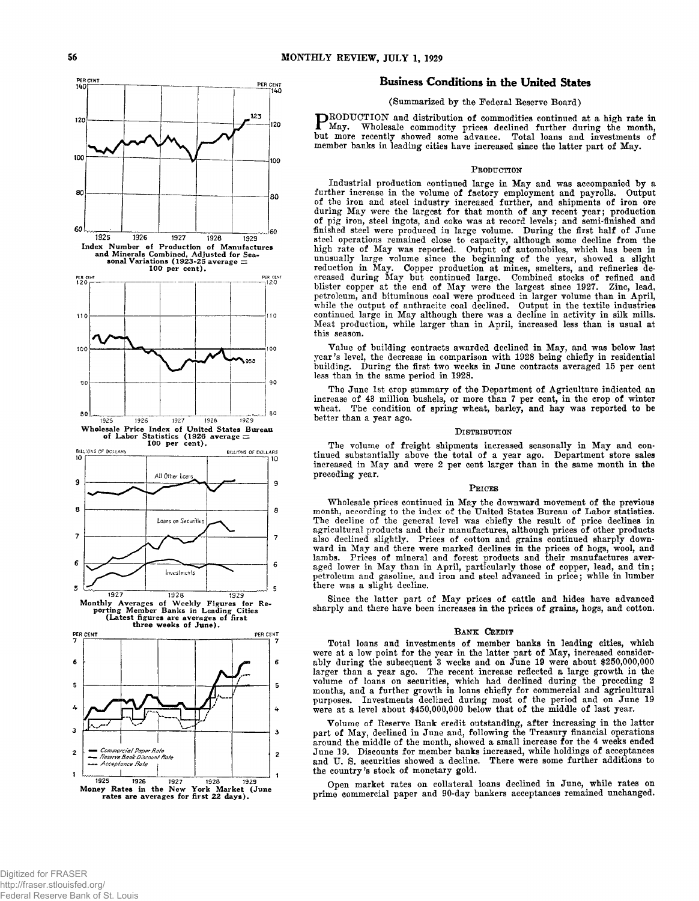PER CENT 140 PER CENT 140

120 123 120

100 100

80 80

60 60

1925 1926 1927 1928 1929

Index Number of Production of Manufactures and Minerals Combined, Adjusted for Seasonal Variations (1923-25 average = 100 per cent).

PER CENT 120 PER CENT 120

110 110

100 100

95.8

90 90

80 80

1925 1926 1927 1928 1929

Wholesale Price Index of United States Bureau of Labor Statistics (1926 average = 100 per cent).

BILLIONS OF DOLLARS 10 BILLIONS OF DOLLARS 10

All Other Loans

9 9

8 8

Loans on Securities

7 7

6 6

Investments

5 5

1927 1928 1929

Monthly Averages of Weekly Figures for Reporting Member Banks in Leading Cities (Latest figures are averages of first three weeks of June).

PER CENT 7 PER CENT 7

6 6

5 5

4 4

3 3

2 2

1 1

Commercial Paper Rate

Reserve Bank Discount Rate

Acceptance Rate

1925 1926 1927 1928 1929

Money Rates in the New York Market (June rates are averages for first 22 days).

## Business Conditions in the United States

(Summarized by the Federal Reserve Board)

PRODUCTION and distribution of commodities continued at a high rate in May. Wholesale commodity prices declined further during the month, but more recently showed some advance. Total loans and investments of member banks in leading cities have increased since the latter part of May.

### PRODUCTION

Industrial production continued large in May and was accompanied by a further increase in the volume of factory employment and payrolls. Output of the iron and steel industry increased further, and shipments of iron ore during May were the largest for that month of any recent year; production of pig iron, steel ingots, and coke was at record levels; and semi-finished and finished steel were produced in large volume. During the first half of June steel operations remained close to capacity, although some decline from the high rate of May was reported. Output of automobiles, which has been in unusually large volume since the beginning of the year, showed a slight reduction in May. Copper production at mines, smelters, and refineries decreased during May but continued large. Combined stocks of refined and blister copper at the end of May were the largest since 1927. Zinc, lead, petroleum, and bituminous coal were produced in larger volume than in April, while the output of anthracite coal declined. Output in the textile industries continued large in May although there was a decline in activity in silk mills. Meat production, while larger than in April, increased less than is usual at this season.

Value of building contracts awarded declined in May, and was below last year's level, the decrease in comparison with 1928 being chiefly in residential building. During the first two weeks in June contracts averaged 15 per cent less than in the same period in 1928.

The June 1st crop summary of the Department of Agriculture indicated an increase of 43 million bushels, or more than 7 per cent, in the crop of winter wheat. The condition of spring wheat, barley, and hay was reported to be better than a year ago.

### DISTRIBUTION

The volume of freight shipments increased seasonally in May and continued substantially above the total of a year ago. Department store sales increased in May and were 2 per cent larger than in the same month in the preceding year.

### PRICES

Wholesale prices continued in May the downward movement of the previous month, according to the index of the United States Bureau of Labor statistics. The decline of the general level was chiefly the result of price declines in agricultural products and their manufactures, although prices of other products also declined slightly. Prices of cotton and grains continued sharply downward in May and there were marked declines in the prices of hogs, wool, and lambs. Prices of mineral and forest products and their manufactures averaged lower in May than in April, particularly those of copper, lead, and tin; petroleum and gasoline, and iron and steel advanced in price; while in lumber there was a slight decline.

Since the latter part of May prices of cattle and hides have advanced sharply and there have been increases in the prices of grains, hogs, and cotton.

### BANK CREDIT

Total loans and investments of member banks in leading cities, which were at a low point for the year in the latter part of May, increased considerably during the subsequent 3 weeks and on June 19 were about $250,000,000 larger than a year ago. The recent increase reflected a large growth in the volume of loans on securities, which had declined during the preceding 2 months, and a further growth in loans chiefly for commercial and agricultural purposes. Investments declined during most of the period and on June 19 were at a level about $450,000,000 below that of the middle of last year.

Volume of Reserve Bank credit outstanding, after increasing in the latter part of May, declined in June and, following the Treasury financial operations around the middle of the month, showed a small increase for the 4 weeks ended June 19. Discounts for member banks increased, while holdings of acceptances and U. S. securities showed a decline. There were some further additions to the country's stock of monetary gold.

Open market rates on collateral loans declined in June, while rates on prime commercial paper and 90-day bankers acceptances remained unchanged.